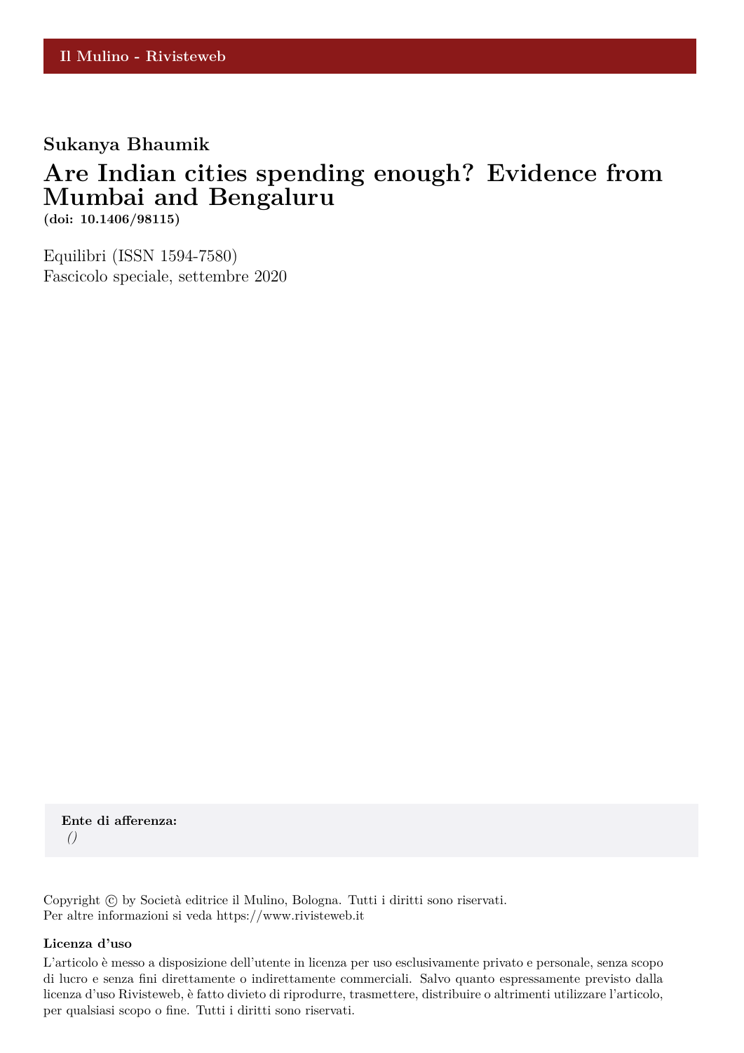Il Mulino - Rivisteweb

**Sukanya Bhaumik**

# Are Indian cities spending enough? Evidence from Mumbai and Bengaluru

**(doi: 10.1406/98115)**

Equilibri (ISSN 1594-7580)
Fascicolo speciale, settembre 2020

**Ente di afferenza:**
*()*

Copyright © by Società editrice il Mulino, Bologna. Tutti i diritti sono riservati.
Per altre informazioni si veda https://www.rivisteweb.it

**Licenza d'uso**

L'articolo è messo a disposizione dell'utente in licenza per uso esclusivamente privato e personale, senza scopo di lucro e senza fini direttamente o indirettamente commerciali. Salvo quanto espressamente previsto dalla licenza d'uso Rivisteweb, è fatto divieto di riprodurre, trasmettere, distribuire o altrimenti utilizzare l'articolo, per qualsiasi scopo o fine. Tutti i diritti sono riservati.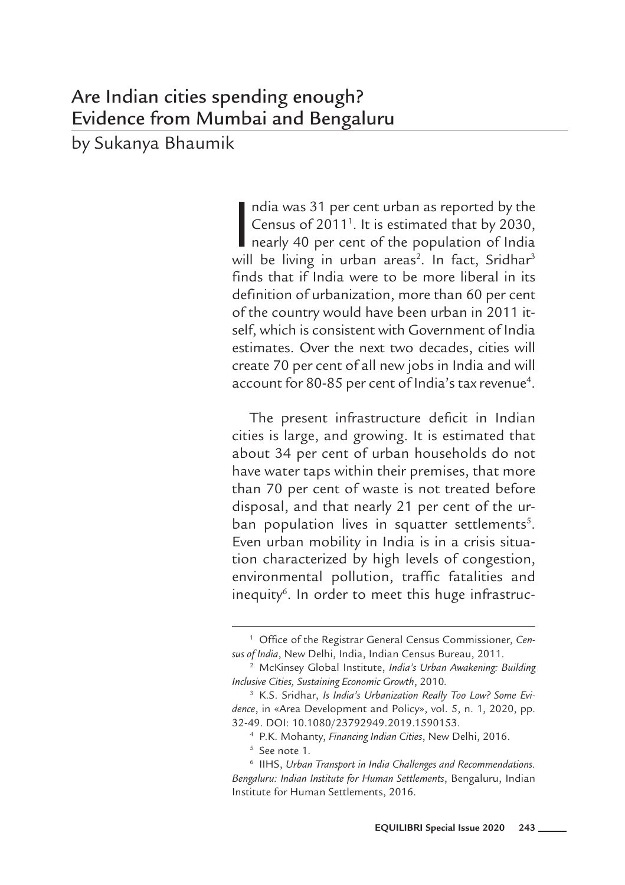# Are Indian cities spending enough? Evidence from Mumbai and Bengaluru

by Sukanya Bhaumik

India was 31 per cent urban as reported by the Census of 2011[1]. It is estimated that by 2030, nearly 40 per cent of the population of India will be living in urban areas[2]. In fact, Sridhar[3] finds that if India were to be more liberal in its definition of urbanization, more than 60 per cent of the country would have been urban in 2011 itself, which is consistent with Government of India estimates. Over the next two decades, cities will create 70 per cent of all new jobs in India and will account for 80-85 per cent of India's tax revenue[4].

The present infrastructure deficit in Indian cities is large, and growing. It is estimated that about 34 per cent of urban households do not have water taps within their premises, that more than 70 per cent of waste is not treated before disposal, and that nearly 21 per cent of the urban population lives in squatter settlements[5]. Even urban mobility in India is in a crisis situation characterized by high levels of congestion, environmental pollution, traffic fatalities and inequity[6]. In order to meet this huge infrastruc-

---

[1] Office of the Registrar General Census Commissioner, *Census of India*, New Delhi, India, Indian Census Bureau, 2011.

[2] McKinsey Global Institute, *India's Urban Awakening: Building Inclusive Cities, Sustaining Economic Growth*, 2010.

[3] K.S. Sridhar, *Is India's Urbanization Really Too Low? Some Evidence*, in «Area Development and Policy», vol. 5, n. 1, 2020, pp. 32-49. DOI: 10.1080/23792949.2019.1590153.

[4] P.K. Mohanty, *Financing Indian Cities*, New Delhi, 2016.

[5] See note 1.

[6] IIHS, *Urban Transport in India Challenges and Recommendations. Bengaluru: Indian Institute for Human Settlements*, Bengaluru, Indian Institute for Human Settlements, 2016.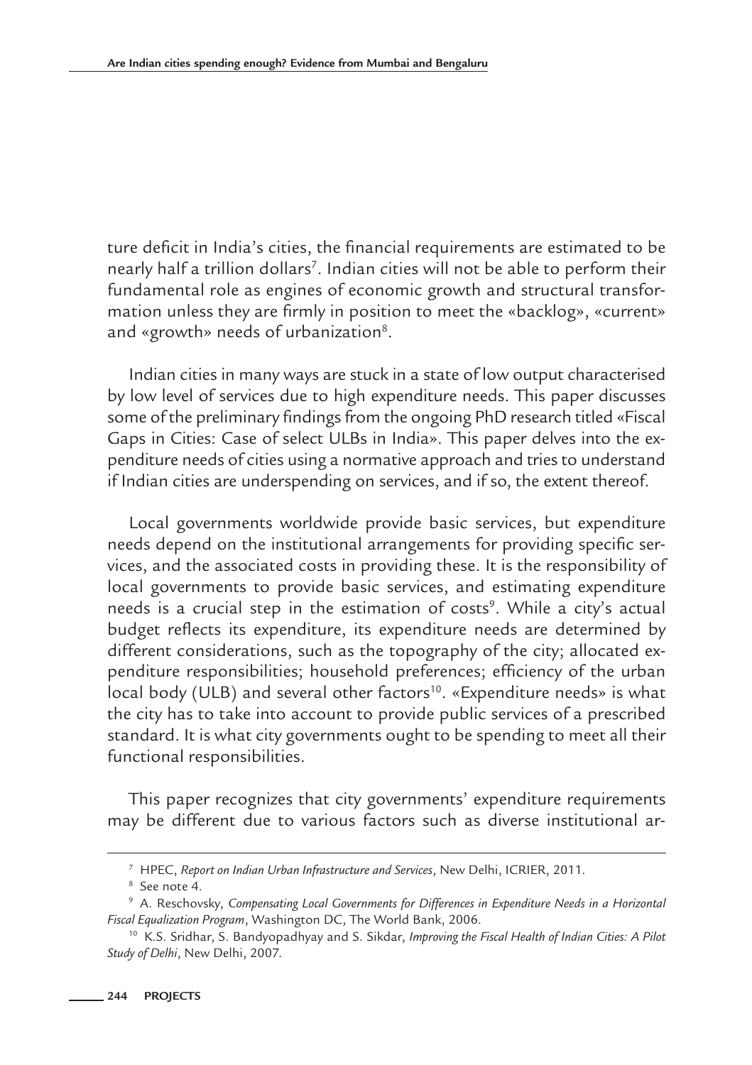ture deficit in India's cities, the financial requirements are estimated to be nearly half a trillion dollars[7]. Indian cities will not be able to perform their fundamental role as engines of economic growth and structural transformation unless they are firmly in position to meet the «backlog», «current» and «growth» needs of urbanization[8].

Indian cities in many ways are stuck in a state of low output characterised by low level of services due to high expenditure needs. This paper discusses some of the preliminary findings from the ongoing PhD research titled «Fiscal Gaps in Cities: Case of select ULBs in India». This paper delves into the expenditure needs of cities using a normative approach and tries to understand if Indian cities are underspending on services, and if so, the extent thereof.

Local governments worldwide provide basic services, but expenditure needs depend on the institutional arrangements for providing specific services, and the associated costs in providing these. It is the responsibility of local governments to provide basic services, and estimating expenditure needs is a crucial step in the estimation of costs[9]. While a city's actual budget reflects its expenditure, its expenditure needs are determined by different considerations, such as the topography of the city; allocated expenditure responsibilities; household preferences; efficiency of the urban local body (ULB) and several other factors[10]. «Expenditure needs» is what the city has to take into account to provide public services of a prescribed standard. It is what city governments ought to be spending to meet all their functional responsibilities.

This paper recognizes that city governments' expenditure requirements may be different due to various factors such as diverse institutional ar-

---

[7] HPEC, *Report on Indian Urban Infrastructure and Services*, New Delhi, ICRIER, 2011.

[8] See note 4.

[9] A. Reschovsky, *Compensating Local Governments for Differences in Expenditure Needs in a Horizontal Fiscal Equalization Program*, Washington DC, The World Bank, 2006.

[10] K.S. Sridhar, S. Bandyopadhyay and S. Sikdar, *Improving the Fiscal Health of Indian Cities: A Pilot Study of Delhi*, New Delhi, 2007.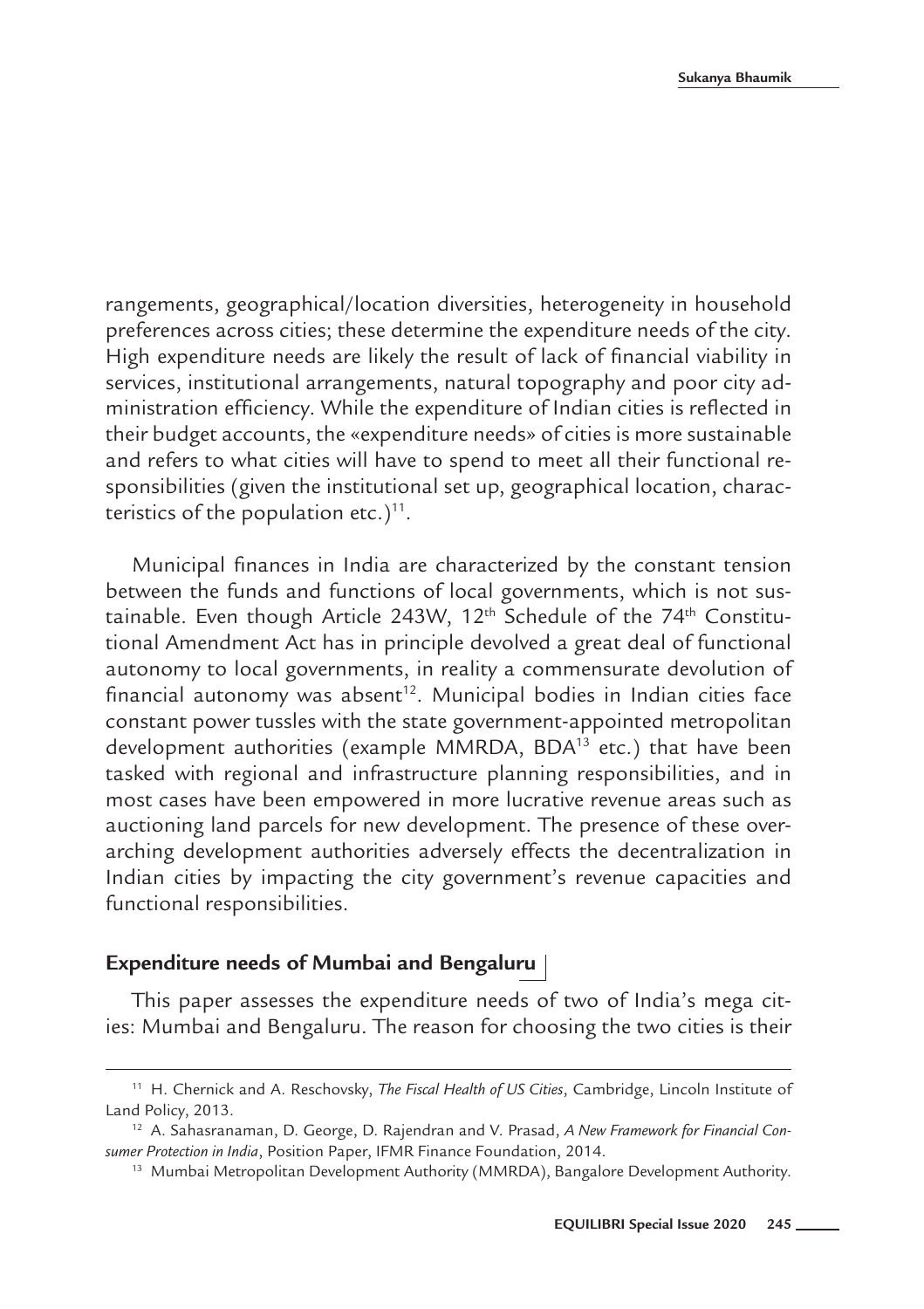rangements, geographical/location diversities, heterogeneity in household preferences across cities; these determine the expenditure needs of the city. High expenditure needs are likely the result of lack of financial viability in services, institutional arrangements, natural topography and poor city administration efficiency. While the expenditure of Indian cities is reflected in their budget accounts, the «expenditure needs» of cities is more sustainable and refers to what cities will have to spend to meet all their functional responsibilities (given the institutional set up, geographical location, characteristics of the population etc.)[11].

Municipal finances in India are characterized by the constant tension between the funds and functions of local governments, which is not sustainable. Even though Article 243W, 12th Schedule of the 74th Constitutional Amendment Act has in principle devolved a great deal of functional autonomy to local governments, in reality a commensurate devolution of financial autonomy was absent[12]. Municipal bodies in Indian cities face constant power tussles with the state government-appointed metropolitan development authorities (example MMRDA, BDA[13] etc.) that have been tasked with regional and infrastructure planning responsibilities, and in most cases have been empowered in more lucrative revenue areas such as auctioning land parcels for new development. The presence of these overarching development authorities adversely effects the decentralization in Indian cities by impacting the city government's revenue capacities and functional responsibilities.

## Expenditure needs of Mumbai and Bengaluru

This paper assesses the expenditure needs of two of India's mega cities: Mumbai and Bengaluru. The reason for choosing the two cities is their

---

[11] H. Chernick and A. Reschovsky, *The Fiscal Health of US Cities*, Cambridge, Lincoln Institute of Land Policy, 2013.

[12] A. Sahasranaman, D. George, D. Rajendran and V. Prasad, *A New Framework for Financial Consumer Protection in India*, Position Paper, IFMR Finance Foundation, 2014.

[13] Mumbai Metropolitan Development Authority (MMRDA), Bangalore Development Authority.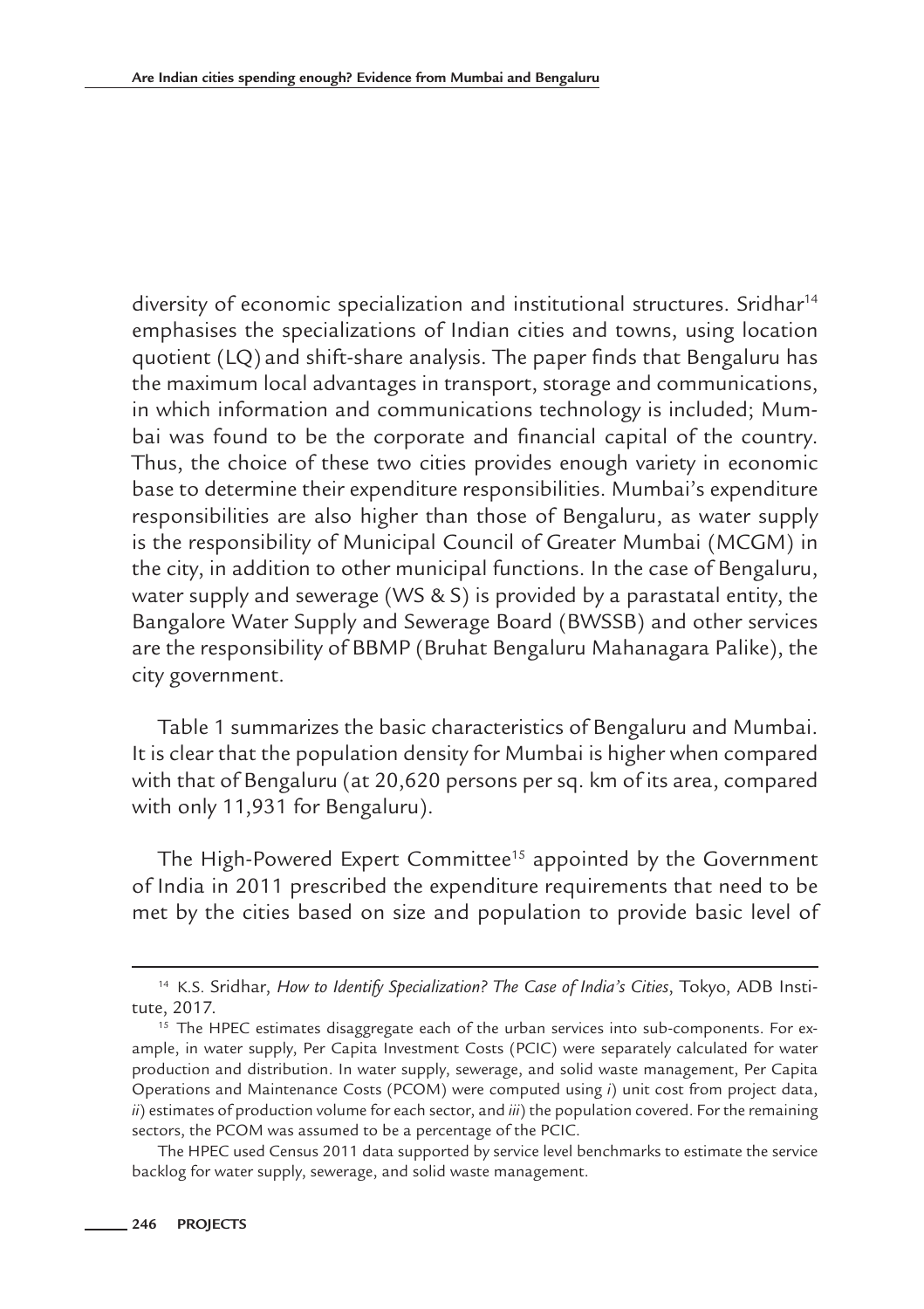diversity of economic specialization and institutional structures. Sridhar[14] emphasises the specializations of Indian cities and towns, using location quotient (LQ) and shift-share analysis. The paper finds that Bengaluru has the maximum local advantages in transport, storage and communications, in which information and communications technology is included; Mumbai was found to be the corporate and financial capital of the country. Thus, the choice of these two cities provides enough variety in economic base to determine their expenditure responsibilities. Mumbai's expenditure responsibilities are also higher than those of Bengaluru, as water supply is the responsibility of Municipal Council of Greater Mumbai (MCGM) in the city, in addition to other municipal functions. In the case of Bengaluru, water supply and sewerage (WS & S) is provided by a parastatal entity, the Bangalore Water Supply and Sewerage Board (BWSSB) and other services are the responsibility of BBMP (Bruhat Bengaluru Mahanagara Palike), the city government.

Table 1 summarizes the basic characteristics of Bengaluru and Mumbai. It is clear that the population density for Mumbai is higher when compared with that of Bengaluru (at 20,620 persons per sq. km of its area, compared with only 11,931 for Bengaluru).

The High-Powered Expert Committee[15] appointed by the Government of India in 2011 prescribed the expenditure requirements that need to be met by the cities based on size and population to provide basic level of

---

[14] K.S. Sridhar, *How to Identify Specialization? The Case of India's Cities*, Tokyo, ADB Institute, 2017.

[15] The HPEC estimates disaggregate each of the urban services into sub-components. For example, in water supply, Per Capita Investment Costs (PCIC) were separately calculated for water production and distribution. In water supply, sewerage, and solid waste management, Per Capita Operations and Maintenance Costs (PCOM) were computed using *i*) unit cost from project data, *ii*) estimates of production volume for each sector, and *iii*) the population covered. For the remaining sectors, the PCOM was assumed to be a percentage of the PCIC.

The HPEC used Census 2011 data supported by service level benchmarks to estimate the service backlog for water supply, sewerage, and solid waste management.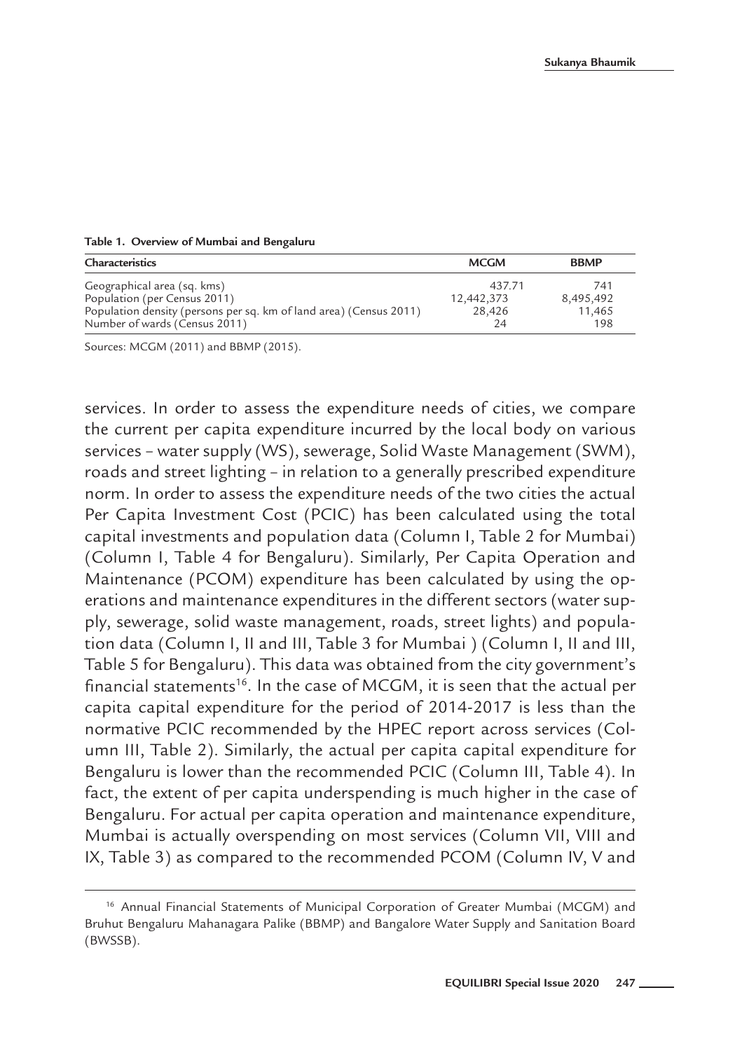**Table 1. Overview of Mumbai and Bengaluru**

| Characteristics | MCGM | BBMP |
|---|---|---|
| Geographical area (sq. kms) | 437.71 | 741 |
| Population (per Census 2011) | 12,442,373 | 8,495,492 |
| Population density (persons per sq. km of land area) (Census 2011) | 28,426 | 11,465 |
| Number of wards (Census 2011) | 24 | 198 |

Sources: MCGM (2011) and BBMP (2015).

services. In order to assess the expenditure needs of cities, we compare the current per capita expenditure incurred by the local body on various services – water supply (WS), sewerage, Solid Waste Management (SWM), roads and street lighting – in relation to a generally prescribed expenditure norm. In order to assess the expenditure needs of the two cities the actual Per Capita Investment Cost (PCIC) has been calculated using the total capital investments and population data (Column I, Table 2 for Mumbai) (Column I, Table 4 for Bengaluru). Similarly, Per Capita Operation and Maintenance (PCOM) expenditure has been calculated by using the operations and maintenance expenditures in the different sectors (water supply, sewerage, solid waste management, roads, street lights) and population data (Column I, II and III, Table 3 for Mumbai ) (Column I, II and III, Table 5 for Bengaluru). This data was obtained from the city government's financial statements[16]. In the case of MCGM, it is seen that the actual per capita capital expenditure for the period of 2014-2017 is less than the normative PCIC recommended by the HPEC report across services (Column III, Table 2). Similarly, the actual per capita capital expenditure for Bengaluru is lower than the recommended PCIC (Column III, Table 4). In fact, the extent of per capita underspending is much higher in the case of Bengaluru. For actual per capita operation and maintenance expenditure, Mumbai is actually overspending on most services (Column VII, VIII and IX, Table 3) as compared to the recommended PCOM (Column IV, V and

[16] Annual Financial Statements of Municipal Corporation of Greater Mumbai (MCGM) and Bruhut Bengaluru Mahanagara Palike (BBMP) and Bangalore Water Supply and Sanitation Board (BWSSB).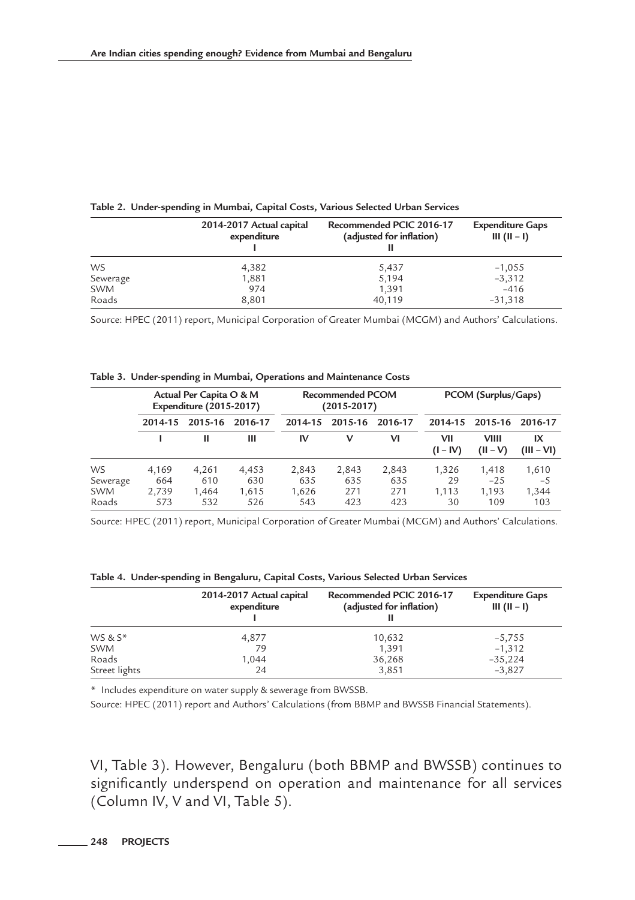**Table 2. Under-spending in Mumbai, Capital Costs, Various Selected Urban Services**

| | 2014-2017 Actual capital expenditure I | Recommended PCIC 2016-17 (adjusted for inflation) II | Expenditure Gaps III (II – I) |
|---|---|---|---|
| WS | 4,382 | 5,437 | –1,055 |
| Sewerage | 1,881 | 5,194 | –3,312 |
| SWM | 974 | 1,391 | –416 |
| Roads | 8,801 | 40,119 | –31,318 |

Source: HPEC (2011) report, Municipal Corporation of Greater Mumbai (MCGM) and Authors' Calculations.

**Table 3. Under-spending in Mumbai, Operations and Maintenance Costs**

| | Actual Per Capita O & M Expenditure (2015-2017) | | | Recommended PCOM (2015-2017) | | | PCOM (Surplus/Gaps) | | |
|---|---|---|---|---|---|---|---|---|---|
| | 2014-15 | 2015-16 | 2016-17 | 2014-15 | 2015-16 | 2016-17 | 2014-15 | 2015-16 | 2016-17 |
| | I | II | III | IV | V | VI | VII (I – IV) | VIII (II – V) | IX (III – VI) |
| WS | 4,169 | 4,261 | 4,453 | 2,843 | 2,843 | 2,843 | 1,326 | 1,418 | 1,610 |
| Sewerage | 664 | 610 | 630 | 635 | 635 | 635 | 29 | –25 | –5 |
| SWM | 2,739 | 1,464 | 1,615 | 1,626 | 271 | 271 | 1,113 | 1,193 | 1,344 |
| Roads | 573 | 532 | 526 | 543 | 423 | 423 | 30 | 109 | 103 |

Source: HPEC (2011) report, Municipal Corporation of Greater Mumbai (MCGM) and Authors' Calculations.

**Table 4. Under-spending in Bengaluru, Capital Costs, Various Selected Urban Services**

| | 2014-2017 Actual capital expenditure I | Recommended PCIC 2016-17 (adjusted for inflation) II | Expenditure Gaps III (II – I) |
|---|---|---|---|
| WS & S* | 4,877 | 10,632 | –5,755 |
| SWM | 79 | 1,391 | –1,312 |
| Roads | 1,044 | 36,268 | –35,224 |
| Street lights | 24 | 3,851 | –3,827 |

\* Includes expenditure on water supply & sewerage from BWSSB.

Source: HPEC (2011) report and Authors' Calculations (from BBMP and BWSSB Financial Statements).

VI, Table 3). However, Bengaluru (both BBMP and BWSSB) continues to significantly underspend on operation and maintenance for all services (Column IV, V and VI, Table 5).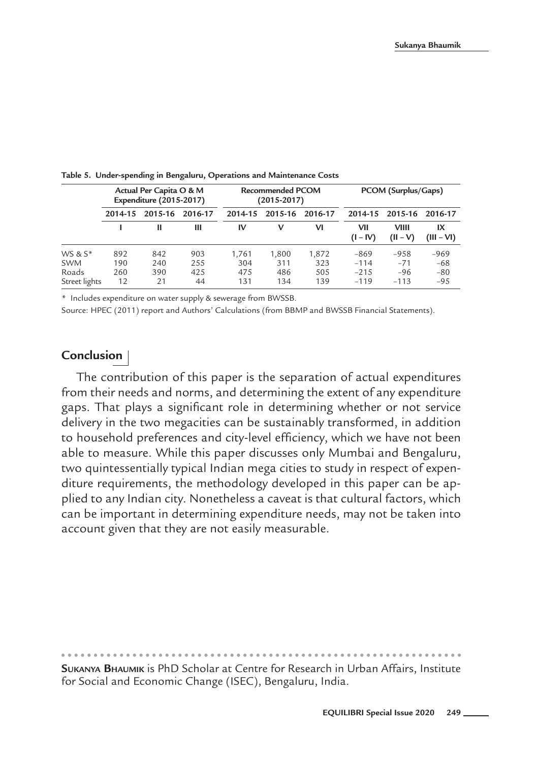**Table 5. Under-spending in Bengaluru, Operations and Maintenance Costs**

| | Actual Per Capita O & M Expenditure (2015-2017) | | | Recommended PCOM (2015-2017) | | | PCOM (Surplus/Gaps) | | |
|---|---|---|---|---|---|---|---|---|---|
| | 2014-15 | 2015-16 | 2016-17 | 2014-15 | 2015-16 | 2016-17 | 2014-15 | 2015-16 | 2016-17 |
| | I | II | III | IV | V | VI | VII (I – IV) | VIIII (II – V) | IX (III – VI) |
| WS & S* | 892 | 842 | 903 | 1,761 | 1,800 | 1,872 | –869 | –958 | –969 |
| SWM | 190 | 240 | 255 | 304 | 311 | 323 | –114 | –71 | –68 |
| Roads | 260 | 390 | 425 | 475 | 486 | 505 | –215 | –96 | –80 |
| Street lights | 12 | 21 | 44 | 131 | 134 | 139 | –119 | –113 | –95 |

\* Includes expenditure on water supply & sewerage from BWSSB.

Source: HPEC (2011) report and Authors' Calculations (from BBMP and BWSSB Financial Statements).

## Conclusion

The contribution of this paper is the separation of actual expenditures from their needs and norms, and determining the extent of any expenditure gaps. That plays a significant role in determining whether or not service delivery in the two megacities can be sustainably transformed, in addition to household preferences and city-level efficiency, which we have not been able to measure. While this paper discusses only Mumbai and Bengaluru, two quintessentially typical Indian mega cities to study in respect of expenditure requirements, the methodology developed in this paper can be applied to any Indian city. Nonetheless a caveat is that cultural factors, which can be important in determining expenditure needs, may not be taken into account given that they are not easily measurable.

---

**Sukanya Bhaumik** is PhD Scholar at Centre for Research in Urban Affairs, Institute for Social and Economic Change (ISEC), Bengaluru, India.